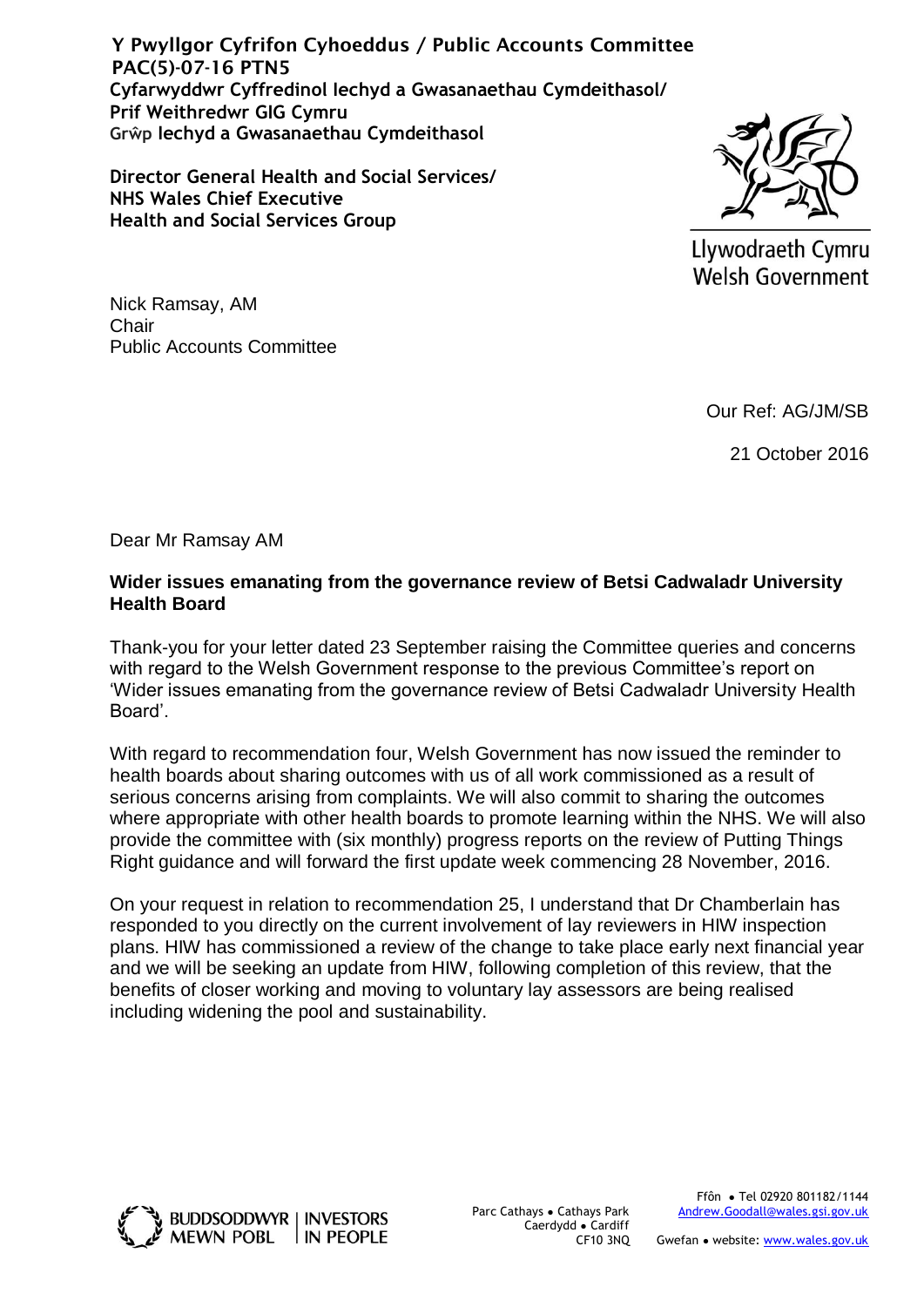**Y Pwyllgor Cyfrifon Cyhoeddus / Public Accounts Committee**
**PAC(5)-07-16 PTN5**
**Cyfarwyddwr Cyffredinol Iechyd a Gwasanaethau Cymdeithasol/**
**Prif Weithredwr GIG Cymru**
**Grŵp Iechyd a Gwasanaethau Cymdeithasol**

**Director General Health and Social Services/**
**NHS Wales Chief Executive**
**Health and Social Services Group**

Llywodraeth Cymru
Welsh Government

Nick Ramsay, AM
Chair
Public Accounts Committee

Our Ref: AG/JM/SB

21 October 2016

Dear Mr Ramsay AM

**Wider issues emanating from the governance review of Betsi Cadwaladr University Health Board**

Thank-you for your letter dated 23 September raising the Committee queries and concerns with regard to the Welsh Government response to the previous Committee's report on 'Wider issues emanating from the governance review of Betsi Cadwaladr University Health Board'.

With regard to recommendation four, Welsh Government has now issued the reminder to health boards about sharing outcomes with us of all work commissioned as a result of serious concerns arising from complaints. We will also commit to sharing the outcomes where appropriate with other health boards to promote learning within the NHS. We will also provide the committee with (six monthly) progress reports on the review of Putting Things Right guidance and will forward the first update week commencing 28 November, 2016.

On your request in relation to recommendation 25, I understand that Dr Chamberlain has responded to you directly on the current involvement of lay reviewers in HIW inspection plans. HIW has commissioned a review of the change to take place early next financial year and we will be seeking an update from HIW, following completion of this review, that the benefits of closer working and moving to voluntary lay assessors are being realised including widening the pool and sustainability.

BUDDSODDWYR MEWN POBL | INVESTORS IN PEOPLE

Parc Cathays ● Cathays Park
Caerdydd ● Cardiff
CF10 3NQ

Ffôn ● Tel 02920 801182/1144
Andrew.Goodall@wales.gsi.gov.uk
Gwefan ● website: www.wales.gov.uk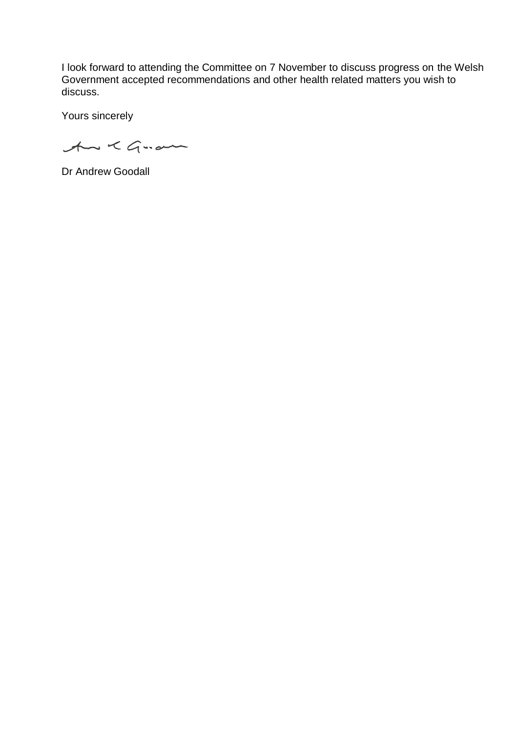I look forward to attending the Committee on 7 November to discuss progress on the Welsh Government accepted recommendations and other health related matters you wish to discuss.

Yours sincerely

Dr Andrew Goodall